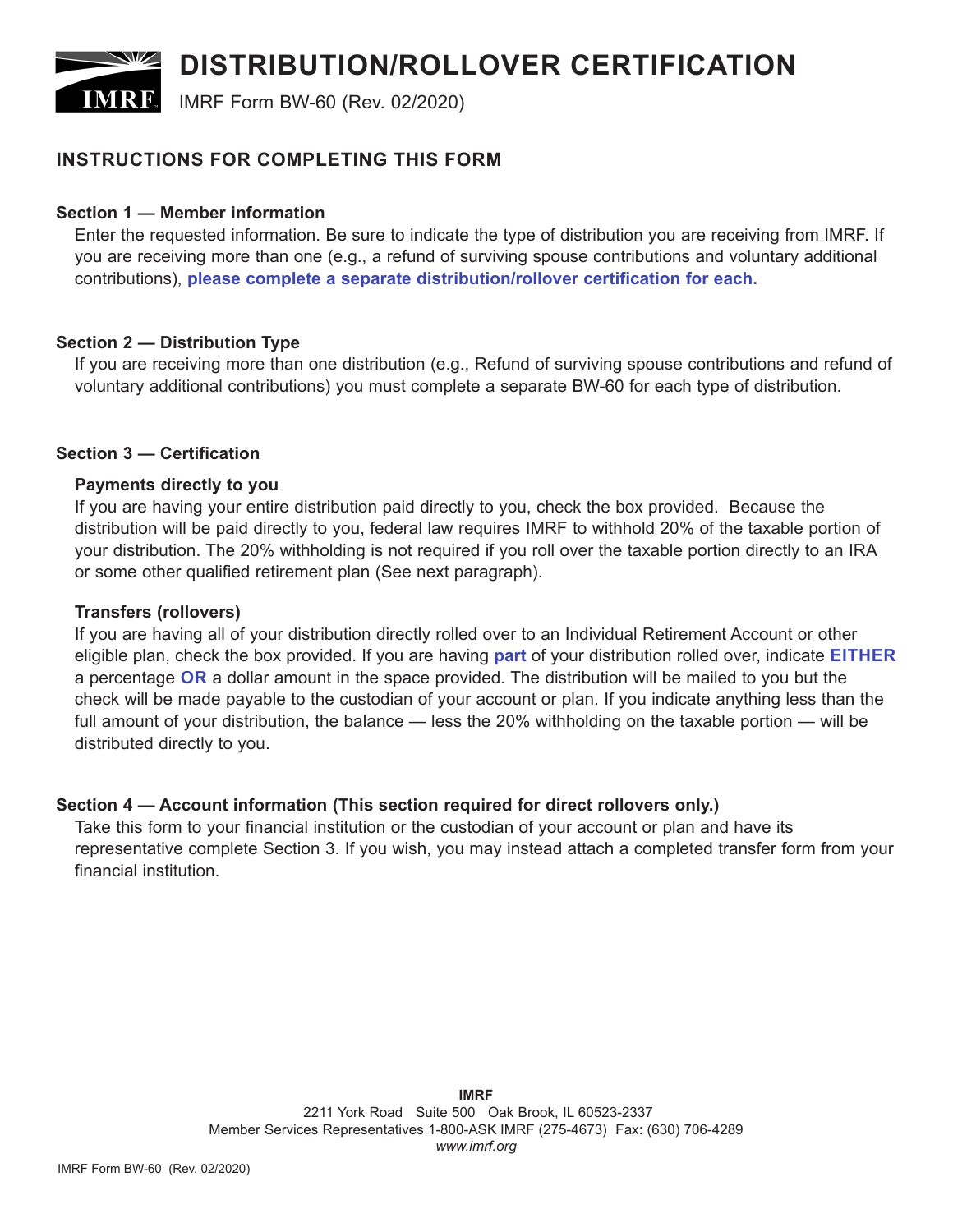# DISTRIBUTION/ROLLOVER CERTIFICATION

IMRF Form BW-60 (Rev. 02/2020)

## INSTRUCTIONS FOR COMPLETING THIS FORM

### Section 1 — Member information

Enter the requested information. Be sure to indicate the type of distribution you are receiving from IMRF. If you are receiving more than one (e.g., a refund of surviving spouse contributions and voluntary additional contributions), **please complete a separate distribution/rollover certification for each.**

### Section 2 — Distribution Type

If you are receiving more than one distribution (e.g., Refund of surviving spouse contributions and refund of voluntary additional contributions) you must complete a separate BW-60 for each type of distribution.

### Section 3 — Certification

**Payments directly to you**

If you are having your entire distribution paid directly to you, check the box provided. Because the distribution will be paid directly to you, federal law requires IMRF to withhold 20% of the taxable portion of your distribution. The 20% withholding is not required if you roll over the taxable portion directly to an IRA or some other qualified retirement plan (See next paragraph).

**Transfers (rollovers)**

If you are having all of your distribution directly rolled over to an Individual Retirement Account or other eligible plan, check the box provided. If you are having **part** of your distribution rolled over, indicate **EITHER** a percentage **OR** a dollar amount in the space provided. The distribution will be mailed to you but the check will be made payable to the custodian of your account or plan. If you indicate anything less than the full amount of your distribution, the balance — less the 20% withholding on the taxable portion — will be distributed directly to you.

### Section 4 — Account information (This section required for direct rollovers only.)

Take this form to your financial institution or the custodian of your account or plan and have its representative complete Section 3. If you wish, you may instead attach a completed transfer form from your financial institution.

**IMRF**
2211 York Road Suite 500 Oak Brook, IL 60523-2337
Member Services Representatives 1-800-ASK IMRF (275-4673) Fax: (630) 706-4289
*www.imrf.org*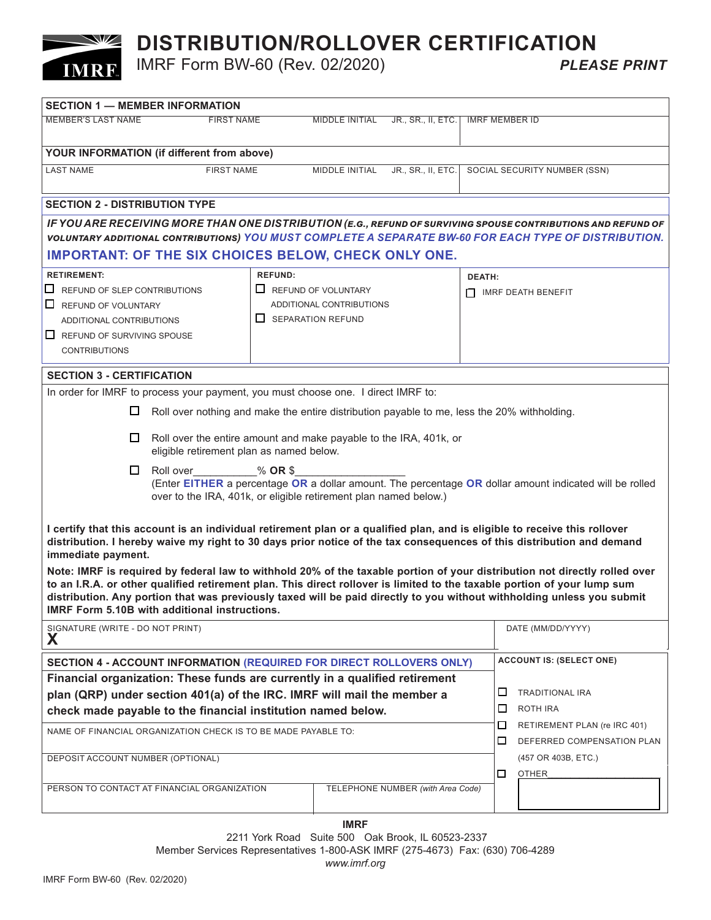# DISTRIBUTION/ROLLOVER CERTIFICATION

IMRF Form BW-60 (Rev. 02/2020)

***PLEASE PRINT***

## SECTION 1 — MEMBER INFORMATION

| MEMBER'S LAST NAME | FIRST NAME | MIDDLE INITIAL | JR., SR., II, ETC. | IMRF MEMBER ID |
|---|---|---|---|---|
| | | | | |

**YOUR INFORMATION (if different from above)**

| LAST NAME | FIRST NAME | MIDDLE INITIAL | JR., SR., II, ETC. | SOCIAL SECURITY NUMBER (SSN) |
|---|---|---|---|---|
| | | | | |

## SECTION 2 - DISTRIBUTION TYPE

***IF YOU ARE RECEIVING MORE THAN ONE DISTRIBUTION (E.G., REFUND OF SURVIVING SPOUSE CONTRIBUTIONS AND REFUND OF VOLUNTARY ADDITIONAL CONTRIBUTIONS) YOU MUST COMPLETE A SEPARATE BW-60 FOR EACH TYPE OF DISTRIBUTION.***

**IMPORTANT: OF THE SIX CHOICES BELOW, CHECK ONLY ONE.**

| RETIREMENT: | REFUND: | DEATH: |
|---|---|---|
| ☐ REFUND OF SLEP CONTRIBUTIONS | ☐ REFUND OF VOLUNTARY ADDITIONAL CONTRIBUTIONS | ☐ IMRF DEATH BENEFIT |
| ☐ REFUND OF VOLUNTARY ADDITIONAL CONTRIBUTIONS | ☐ SEPARATION REFUND | |
| ☐ REFUND OF SURVIVING SPOUSE CONTRIBUTIONS | | |

## SECTION 3 - CERTIFICATION

In order for IMRF to process your payment, you must choose one. I direct IMRF to:

- ☐ Roll over nothing and make the entire distribution payable to me, less the 20% withholding.
- ☐ Roll over the entire amount and make payable to the IRA, 401k, or eligible retirement plan as named below.
- ☐ Roll over__________% **OR** $_________________
  (Enter **EITHER** a percentage **OR** a dollar amount. The percentage **OR** dollar amount indicated will be rolled over to the IRA, 401k, or eligible retirement plan named below.)

**I certify that this account is an individual retirement plan or a qualified plan, and is eligible to receive this rollover distribution. I hereby waive my right to 30 days prior notice of the tax consequences of this distribution and demand immediate payment.**

**Note: IMRF is required by federal law to withhold 20% of the taxable portion of your distribution not directly rolled over to an I.R.A. or other qualified retirement plan. This direct rollover is limited to the taxable portion of your lump sum distribution. Any portion that was previously taxed will be paid directly to you without withholding unless you submit IMRF Form 5.10B with additional instructions.**

| SIGNATURE (WRITE - DO NOT PRINT) | DATE (MM/DD/YYYY) |
|---|---|
| **X** | |

## SECTION 4 - ACCOUNT INFORMATION (REQUIRED FOR DIRECT ROLLOVERS ONLY)

**Financial organization: These funds are currently in a qualified retirement plan (QRP) under section 401(a) of the IRC. IMRF will mail the member a check made payable to the financial institution named below.**

| NAME OF FINANCIAL ORGANIZATION CHECK IS TO BE MADE PAYABLE TO: | |
|---|---|
| | |
| DEPOSIT ACCOUNT NUMBER (OPTIONAL) | |
| | |
| PERSON TO CONTACT AT FINANCIAL ORGANIZATION | TELEPHONE NUMBER *(with Area Code)* |
| | |

**ACCOUNT IS: (SELECT ONE)**

- ☐ TRADITIONAL IRA
- ☐ ROTH IRA
- ☐ RETIREMENT PLAN (re IRC 401)
- ☐ DEFERRED COMPENSATION PLAN (457 OR 403B, ETC.)
- ☐ OTHER__________________

**IMRF**

2211 York Road Suite 500 Oak Brook, IL 60523-2337

Member Services Representatives 1-800-ASK IMRF (275-4673) Fax: (630) 706-4289

*www.imrf.org*

IMRF Form BW-60 (Rev. 02/2020)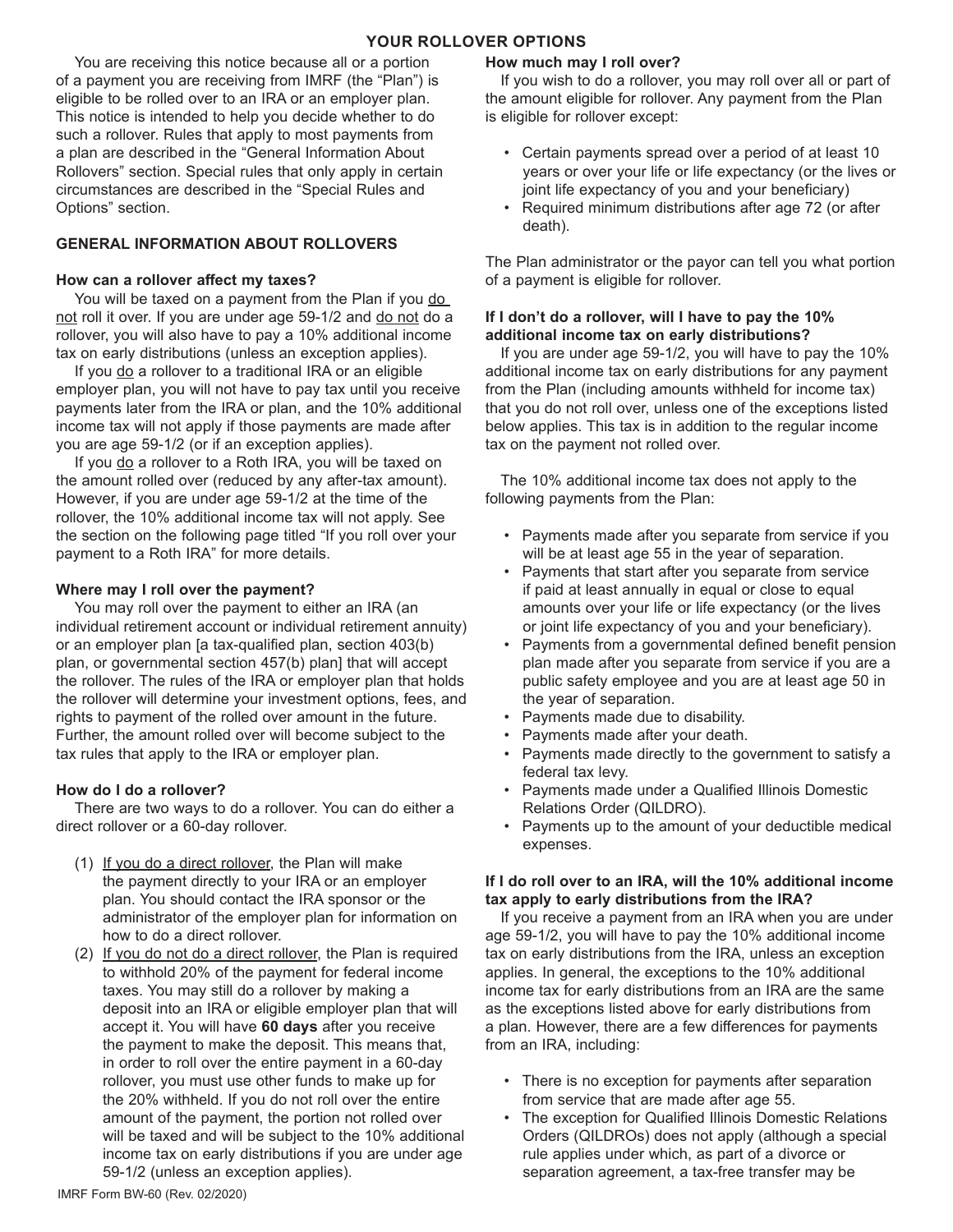## YOUR ROLLOVER OPTIONS

You are receiving this notice because all or a portion of a payment you are receiving from IMRF (the "Plan") is eligible to be rolled over to an IRA or an employer plan. This notice is intended to help you decide whether to do such a rollover. Rules that apply to most payments from a plan are described in the "General Information About Rollovers" section. Special rules that only apply in certain circumstances are described in the "Special Rules and Options" section.

### GENERAL INFORMATION ABOUT ROLLOVERS

#### How can a rollover affect my taxes?

You will be taxed on a payment from the Plan if you do not roll it over. If you are under age 59-1/2 and do not do a rollover, you will also have to pay a 10% additional income tax on early distributions (unless an exception applies).

If you do a rollover to a traditional IRA or an eligible employer plan, you will not have to pay tax until you receive payments later from the IRA or plan, and the 10% additional income tax will not apply if those payments are made after you are age 59-1/2 (or if an exception applies).

If you do a rollover to a Roth IRA, you will be taxed on the amount rolled over (reduced by any after-tax amount). However, if you are under age 59-1/2 at the time of the rollover, the 10% additional income tax will not apply. See the section on the following page titled "If you roll over your payment to a Roth IRA" for more details.

#### Where may I roll over the payment?

You may roll over the payment to either an IRA (an individual retirement account or individual retirement annuity) or an employer plan [a tax-qualified plan, section 403(b) plan, or governmental section 457(b) plan] that will accept the rollover. The rules of the IRA or employer plan that holds the rollover will determine your investment options, fees, and rights to payment of the rolled over amount in the future. Further, the amount rolled over will become subject to the tax rules that apply to the IRA or employer plan.

#### How do I do a rollover?

There are two ways to do a rollover. You can do either a direct rollover or a 60-day rollover.

(1) If you do a direct rollover, the Plan will make the payment directly to your IRA or an employer plan. You should contact the IRA sponsor or the administrator of the employer plan for information on how to do a direct rollover.

(2) If you do not do a direct rollover, the Plan is required to withhold 20% of the payment for federal income taxes. You may still do a rollover by making a deposit into an IRA or eligible employer plan that will accept it. You will have **60 days** after you receive the payment to make the deposit. This means that, in order to roll over the entire payment in a 60-day rollover, you must use other funds to make up for the 20% withheld. If you do not roll over the entire amount of the payment, the portion not rolled over will be taxed and will be subject to the 10% additional income tax on early distributions if you are under age 59-1/2 (unless an exception applies).

#### How much may I roll over?

If you wish to do a rollover, you may roll over all or part of the amount eligible for rollover. Any payment from the Plan is eligible for rollover except:

- Certain payments spread over a period of at least 10 years or over your life or life expectancy (or the lives or joint life expectancy of you and your beneficiary)
- Required minimum distributions after age 72 (or after death).

The Plan administrator or the payor can tell you what portion of a payment is eligible for rollover.

#### If I don't do a rollover, will I have to pay the 10% additional income tax on early distributions?

If you are under age 59-1/2, you will have to pay the 10% additional income tax on early distributions for any payment from the Plan (including amounts withheld for income tax) that you do not roll over, unless one of the exceptions listed below applies. This tax is in addition to the regular income tax on the payment not rolled over.

The 10% additional income tax does not apply to the following payments from the Plan:

- Payments made after you separate from service if you will be at least age 55 in the year of separation.
- Payments that start after you separate from service if paid at least annually in equal or close to equal amounts over your life or life expectancy (or the lives or joint life expectancy of you and your beneficiary).
- Payments from a governmental defined benefit pension plan made after you separate from service if you are a public safety employee and you are at least age 50 in the year of separation.
- Payments made due to disability.
- Payments made after your death.
- Payments made directly to the government to satisfy a federal tax levy.
- Payments made under a Qualified Illinois Domestic Relations Order (QILDRO).
- Payments up to the amount of your deductible medical expenses.

#### If I do roll over to an IRA, will the 10% additional income tax apply to early distributions from the IRA?

If you receive a payment from an IRA when you are under age 59-1/2, you will have to pay the 10% additional income tax on early distributions from the IRA, unless an exception applies. In general, the exceptions to the 10% additional income tax for early distributions from an IRA are the same as the exceptions listed above for early distributions from a plan. However, there are a few differences for payments from an IRA, including:

- There is no exception for payments after separation from service that are made after age 55.
- The exception for Qualified Illinois Domestic Relations Orders (QILDROs) does not apply (although a special rule applies under which, as part of a divorce or separation agreement, a tax-free transfer may be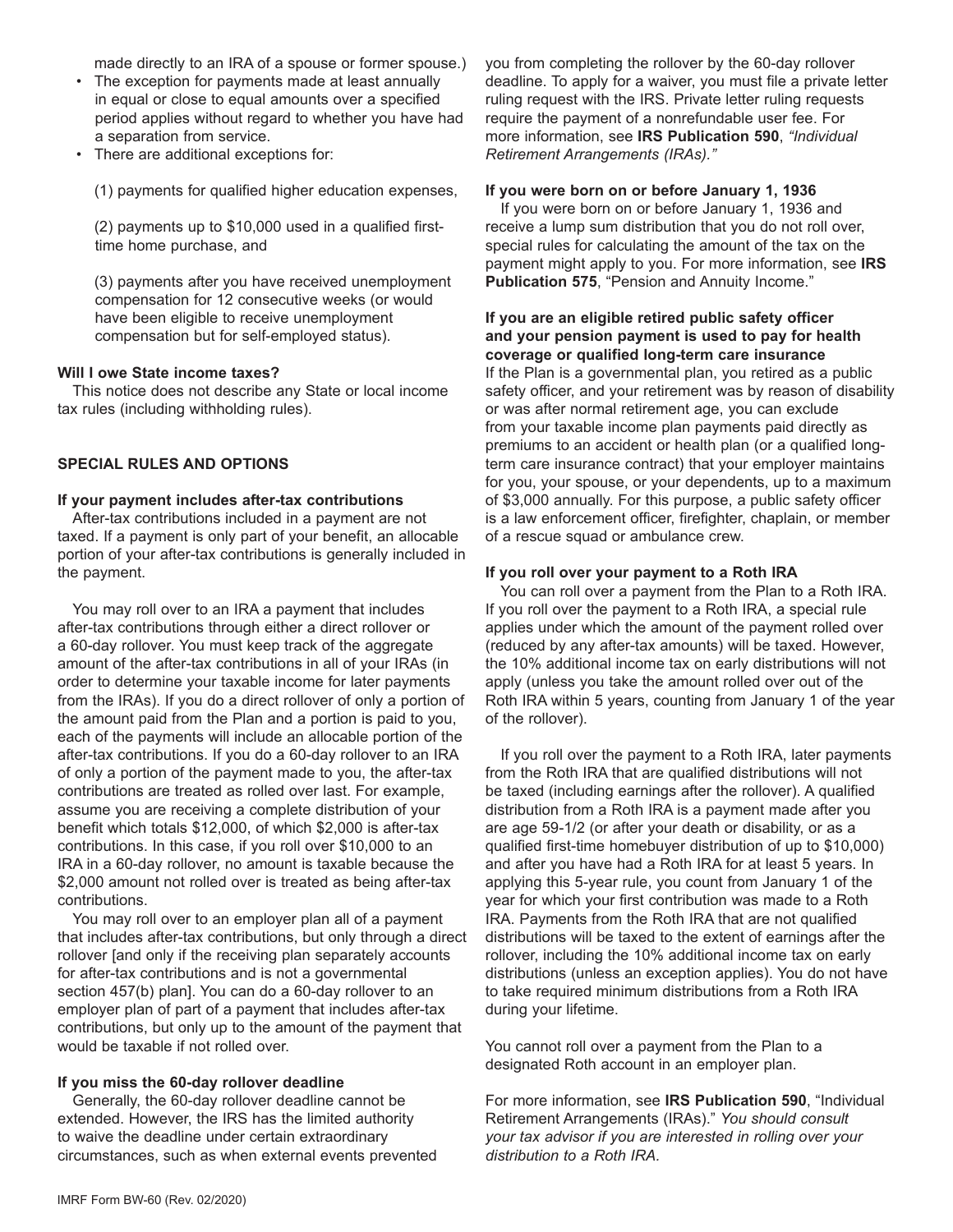made directly to an IRA of a spouse or former spouse.)

- The exception for payments made at least annually in equal or close to equal amounts over a specified period applies without regard to whether you have had a separation from service.
- There are additional exceptions for:

  (1) payments for qualified higher education expenses,

  (2) payments up to $10,000 used in a qualified first-time home purchase, and

  (3) payments after you have received unemployment compensation for 12 consecutive weeks (or would have been eligible to receive unemployment compensation but for self-employed status).

**Will I owe State income taxes?**

This notice does not describe any State or local income tax rules (including withholding rules).

## SPECIAL RULES AND OPTIONS

**If your payment includes after-tax contributions**

After-tax contributions included in a payment are not taxed. If a payment is only part of your benefit, an allocable portion of your after-tax contributions is generally included in the payment.

You may roll over to an IRA a payment that includes after-tax contributions through either a direct rollover or a 60-day rollover. You must keep track of the aggregate amount of the after-tax contributions in all of your IRAs (in order to determine your taxable income for later payments from the IRAs). If you do a direct rollover of only a portion of the amount paid from the Plan and a portion is paid to you, each of the payments will include an allocable portion of the after-tax contributions. If you do a 60-day rollover to an IRA of only a portion of the payment made to you, the after-tax contributions are treated as rolled over last. For example, assume you are receiving a complete distribution of your benefit which totals $12,000, of which $2,000 is after-tax contributions. In this case, if you roll over $10,000 to an IRA in a 60-day rollover, no amount is taxable because the $2,000 amount not rolled over is treated as being after-tax contributions.

You may roll over to an employer plan all of a payment that includes after-tax contributions, but only through a direct rollover [and only if the receiving plan separately accounts for after-tax contributions and is not a governmental section 457(b) plan]. You can do a 60-day rollover to an employer plan of part of a payment that includes after-tax contributions, but only up to the amount of the payment that would be taxable if not rolled over.

**If you miss the 60-day rollover deadline**

Generally, the 60-day rollover deadline cannot be extended. However, the IRS has the limited authority to waive the deadline under certain extraordinary circumstances, such as when external events prevented you from completing the rollover by the 60-day rollover deadline. To apply for a waiver, you must file a private letter ruling request with the IRS. Private letter ruling requests require the payment of a nonrefundable user fee. For more information, see **IRS Publication 590**, *"Individual Retirement Arrangements (IRAs)."*

**If you were born on or before January 1, 1936**

If you were born on or before January 1, 1936 and receive a lump sum distribution that you do not roll over, special rules for calculating the amount of the tax on the payment might apply to you. For more information, see **IRS Publication 575**, "Pension and Annuity Income."

**If you are an eligible retired public safety officer and your pension payment is used to pay for health coverage or qualified long-term care insurance**

If the Plan is a governmental plan, you retired as a public safety officer, and your retirement was by reason of disability or was after normal retirement age, you can exclude from your taxable income plan payments paid directly as premiums to an accident or health plan (or a qualified long-term care insurance contract) that your employer maintains for you, your spouse, or your dependents, up to a maximum of $3,000 annually. For this purpose, a public safety officer is a law enforcement officer, firefighter, chaplain, or member of a rescue squad or ambulance crew.

**If you roll over your payment to a Roth IRA**

You can roll over a payment from the Plan to a Roth IRA. If you roll over the payment to a Roth IRA, a special rule applies under which the amount of the payment rolled over (reduced by any after-tax amounts) will be taxed. However, the 10% additional income tax on early distributions will not apply (unless you take the amount rolled over out of the Roth IRA within 5 years, counting from January 1 of the year of the rollover).

If you roll over the payment to a Roth IRA, later payments from the Roth IRA that are qualified distributions will not be taxed (including earnings after the rollover). A qualified distribution from a Roth IRA is a payment made after you are age 59-1/2 (or after your death or disability, or as a qualified first-time homebuyer distribution of up to $10,000) and after you have had a Roth IRA for at least 5 years. In applying this 5-year rule, you count from January 1 of the year for which your first contribution was made to a Roth IRA. Payments from the Roth IRA that are not qualified distributions will be taxed to the extent of earnings after the rollover, including the 10% additional income tax on early distributions (unless an exception applies). You do not have to take required minimum distributions from a Roth IRA during your lifetime.

You cannot roll over a payment from the Plan to a designated Roth account in an employer plan.

For more information, see **IRS Publication 590**, "Individual Retirement Arrangements (IRAs)." *You should consult your tax advisor if you are interested in rolling over your distribution to a Roth IRA.*

IMRF Form BW-60 (Rev. 02/2020)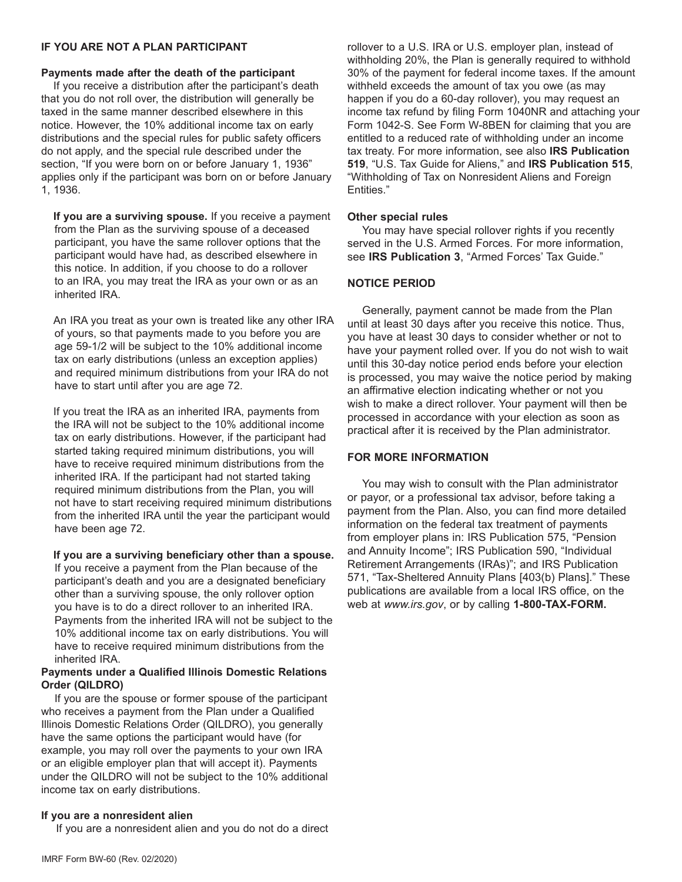## IF YOU ARE NOT A PLAN PARTICIPANT

### Payments made after the death of the participant

If you receive a distribution after the participant's death that you do not roll over, the distribution will generally be taxed in the same manner described elsewhere in this notice. However, the 10% additional income tax on early distributions and the special rules for public safety officers do not apply, and the special rule described under the section, "If you were born on or before January 1, 1936" applies only if the participant was born on or before January 1, 1936.

**If you are a surviving spouse.** If you receive a payment from the Plan as the surviving spouse of a deceased participant, you have the same rollover options that the participant would have had, as described elsewhere in this notice. In addition, if you choose to do a rollover to an IRA, you may treat the IRA as your own or as an inherited IRA.

An IRA you treat as your own is treated like any other IRA of yours, so that payments made to you before you are age 59-1/2 will be subject to the 10% additional income tax on early distributions (unless an exception applies) and required minimum distributions from your IRA do not have to start until after you are age 72.

If you treat the IRA as an inherited IRA, payments from the IRA will not be subject to the 10% additional income tax on early distributions. However, if the participant had started taking required minimum distributions, you will have to receive required minimum distributions from the inherited IRA. If the participant had not started taking required minimum distributions from the Plan, you will not have to start receiving required minimum distributions from the inherited IRA until the year the participant would have been age 72.

**If you are a surviving beneficiary other than a spouse.** If you receive a payment from the Plan because of the participant's death and you are a designated beneficiary other than a surviving spouse, the only rollover option you have is to do a direct rollover to an inherited IRA. Payments from the inherited IRA will not be subject to the 10% additional income tax on early distributions. You will have to receive required minimum distributions from the inherited IRA.

### Payments under a Qualified Illinois Domestic Relations Order (QILDRO)

If you are the spouse or former spouse of the participant who receives a payment from the Plan under a Qualified Illinois Domestic Relations Order (QILDRO), you generally have the same options the participant would have (for example, you may roll over the payments to your own IRA or an eligible employer plan that will accept it). Payments under the QILDRO will not be subject to the 10% additional income tax on early distributions.

### If you are a nonresident alien

If you are a nonresident alien and you do not do a direct rollover to a U.S. IRA or U.S. employer plan, instead of withholding 20%, the Plan is generally required to withhold 30% of the payment for federal income taxes. If the amount withheld exceeds the amount of tax you owe (as may happen if you do a 60-day rollover), you may request an income tax refund by filing Form 1040NR and attaching your Form 1042-S. See Form W-8BEN for claiming that you are entitled to a reduced rate of withholding under an income tax treaty. For more information, see also **IRS Publication 519**, "U.S. Tax Guide for Aliens," and **IRS Publication 515**, "Withholding of Tax on Nonresident Aliens and Foreign Entities."

### Other special rules

You may have special rollover rights if you recently served in the U.S. Armed Forces. For more information, see **IRS Publication 3**, "Armed Forces' Tax Guide."

## NOTICE PERIOD

Generally, payment cannot be made from the Plan until at least 30 days after you receive this notice. Thus, you have at least 30 days to consider whether or not to have your payment rolled over. If you do not wish to wait until this 30-day notice period ends before your election is processed, you may waive the notice period by making an affirmative election indicating whether or not you wish to make a direct rollover. Your payment will then be processed in accordance with your election as soon as practical after it is received by the Plan administrator.

## FOR MORE INFORMATION

You may wish to consult with the Plan administrator or payor, or a professional tax advisor, before taking a payment from the Plan. Also, you can find more detailed information on the federal tax treatment of payments from employer plans in: IRS Publication 575, "Pension and Annuity Income"; IRS Publication 590, "Individual Retirement Arrangements (IRAs)"; and IRS Publication 571, "Tax-Sheltered Annuity Plans [403(b) Plans]." These publications are available from a local IRS office, on the web at *www.irs.gov*, or by calling **1-800-TAX-FORM.**

IMRF Form BW-60 (Rev. 02/2020)